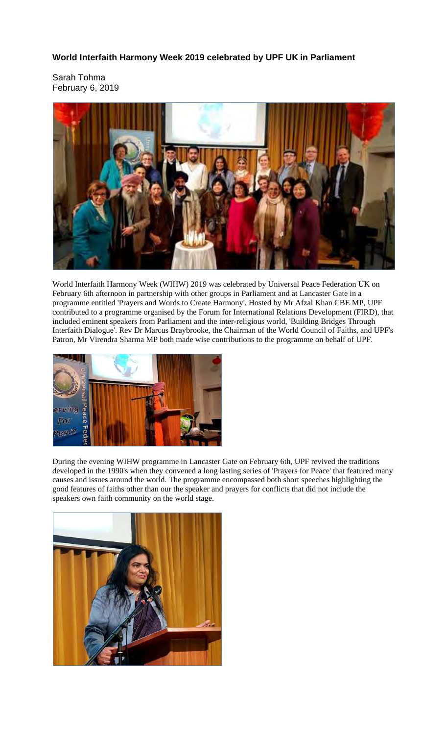**World Interfaith Harmony Week 2019 celebrated by UPF UK in Parliament**

Sarah Tohma
February 6, 2019

World Interfaith Harmony Week (WIHW) 2019 was celebrated by Universal Peace Federation UK on February 6th afternoon in partnership with other groups in Parliament and at Lancaster Gate in a programme entitled 'Prayers and Words to Create Harmony'. Hosted by Mr Afzal Khan CBE MP, UPF contributed to a programme organised by the Forum for International Relations Development (FIRD), that included eminent speakers from Parliament and the inter-religious world, 'Building Bridges Through Interfaith Dialogue'. Rev Dr Marcus Braybrooke, the Chairman of the World Council of Faiths, and UPF's Patron, Mr Virendra Sharma MP both made wise contributions to the programme on behalf of UPF.

During the evening WIHW programme in Lancaster Gate on February 6th, UPF revived the traditions developed in the 1990's when they convened a long lasting series of 'Prayers for Peace' that featured many causes and issues around the world. The programme encompassed both short speeches highlighting the good features of faiths other than our the speaker and prayers for conflicts that did not include the speakers own faith community on the world stage.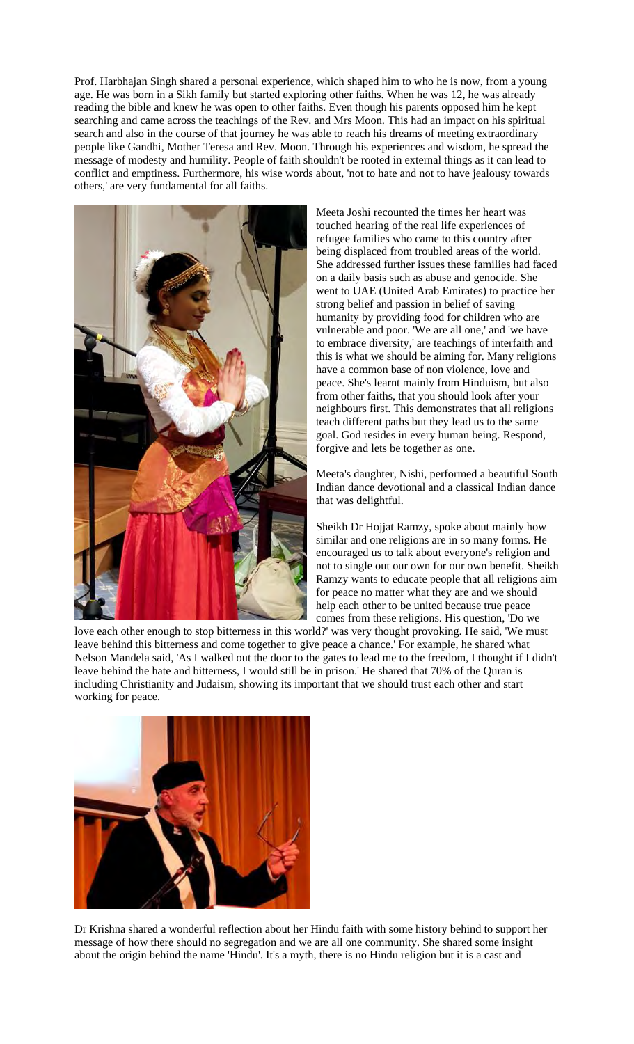Prof. Harbhajan Singh shared a personal experience, which shaped him to who he is now, from a young age. He was born in a Sikh family but started exploring other faiths. When he was 12, he was already reading the bible and knew he was open to other faiths. Even though his parents opposed him he kept searching and came across the teachings of the Rev. and Mrs Moon. This had an impact on his spiritual search and also in the course of that journey he was able to reach his dreams of meeting extraordinary people like Gandhi, Mother Teresa and Rev. Moon. Through his experiences and wisdom, he spread the message of modesty and humility. People of faith shouldn't be rooted in external things as it can lead to conflict and emptiness. Furthermore, his wise words about, 'not to hate and not to have jealousy towards others,' are very fundamental for all faiths.

Meeta Joshi recounted the times her heart was touched hearing of the real life experiences of refugee families who came to this country after being displaced from troubled areas of the world. She addressed further issues these families had faced on a daily basis such as abuse and genocide. She went to UAE (United Arab Emirates) to practice her strong belief and passion in belief of saving humanity by providing food for children who are vulnerable and poor. 'We are all one,' and 'we have to embrace diversity,' are teachings of interfaith and this is what we should be aiming for. Many religions have a common base of non violence, love and peace. She's learnt mainly from Hinduism, but also from other faiths, that you should look after your neighbours first. This demonstrates that all religions teach different paths but they lead us to the same goal. God resides in every human being. Respond, forgive and lets be together as one.

Meeta's daughter, Nishi, performed a beautiful South Indian dance devotional and a classical Indian dance that was delightful.

Sheikh Dr Hojjat Ramzy, spoke about mainly how similar and one religions are in so many forms. He encouraged us to talk about everyone's religion and not to single out our own for our own benefit. Sheikh Ramzy wants to educate people that all religions aim for peace no matter what they are and we should help each other to be united because true peace comes from these religions. His question, 'Do we love each other enough to stop bitterness in this world?' was very thought provoking. He said, 'We must leave behind this bitterness and come together to give peace a chance.' For example, he shared what Nelson Mandela said, 'As I walked out the door to the gates to lead me to the freedom, I thought if I didn't leave behind the hate and bitterness, I would still be in prison.' He shared that 70% of the Quran is including Christianity and Judaism, showing its important that we should trust each other and start working for peace.

Dr Krishna shared a wonderful reflection about her Hindu faith with some history behind to support her message of how there should no segregation and we are all one community. She shared some insight about the origin behind the name 'Hindu'. It's a myth, there is no Hindu religion but it is a cast and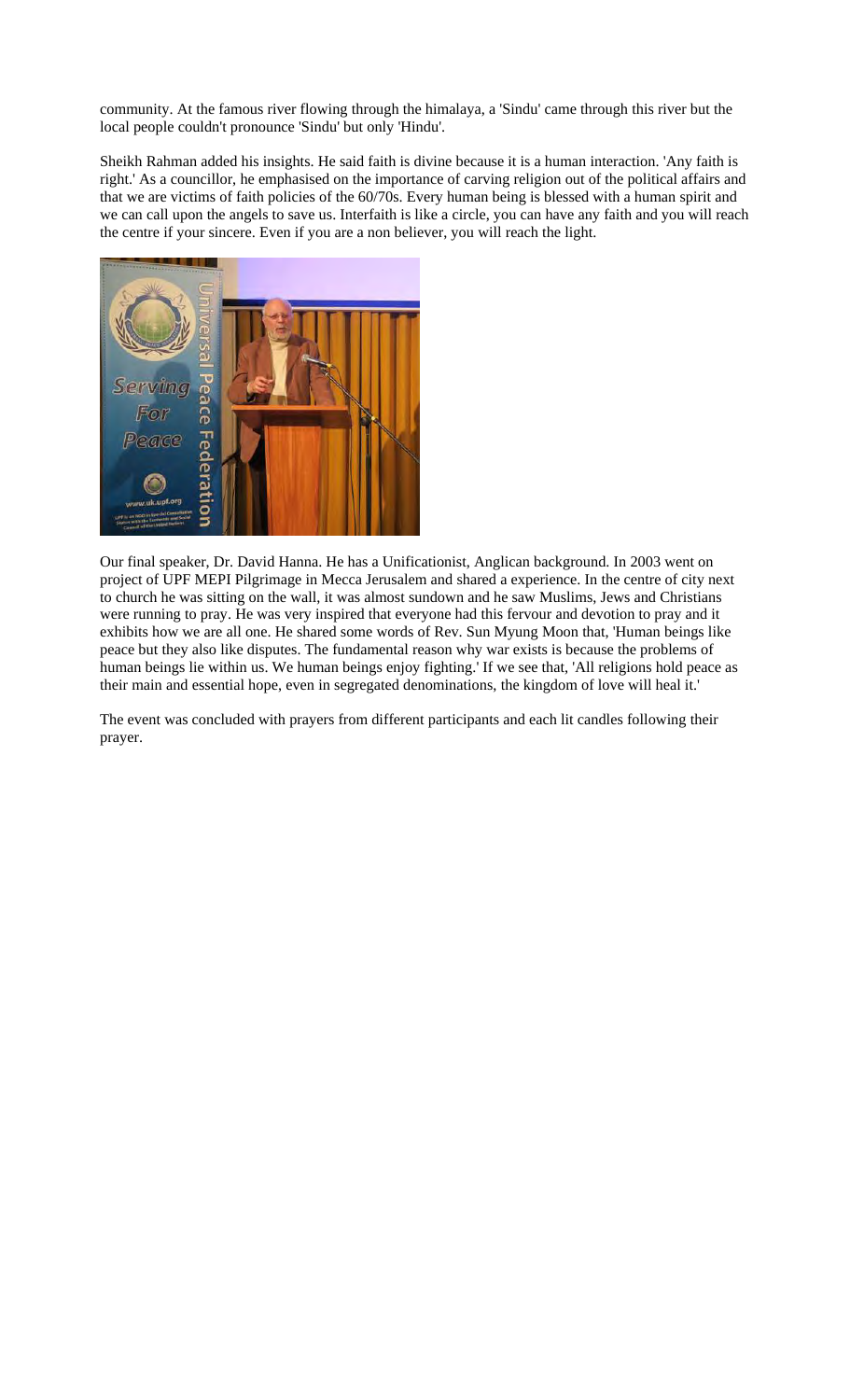community. At the famous river flowing through the himalaya, a 'Sindu' came through this river but the local people couldn't pronounce 'Sindu' but only 'Hindu'.

Sheikh Rahman added his insights. He said faith is divine because it is a human interaction. 'Any faith is right.' As a councillor, he emphasised on the importance of carving religion out of the political affairs and that we are victims of faith policies of the 60/70s. Every human being is blessed with a human spirit and we can call upon the angels to save us. Interfaith is like a circle, you can have any faith and you will reach the centre if your sincere. Even if you are a non believer, you will reach the light.

Our final speaker, Dr. David Hanna. He has a Unificationist, Anglican background. In 2003 went on project of UPF MEPI Pilgrimage in Mecca Jerusalem and shared a experience. In the centre of city next to church he was sitting on the wall, it was almost sundown and he saw Muslims, Jews and Christians were running to pray. He was very inspired that everyone had this fervour and devotion to pray and it exhibits how we are all one. He shared some words of Rev. Sun Myung Moon that, 'Human beings like peace but they also like disputes. The fundamental reason why war exists is because the problems of human beings lie within us. We human beings enjoy fighting.' If we see that, 'All religions hold peace as their main and essential hope, even in segregated denominations, the kingdom of love will heal it.'

The event was concluded with prayers from different participants and each lit candles following their prayer.